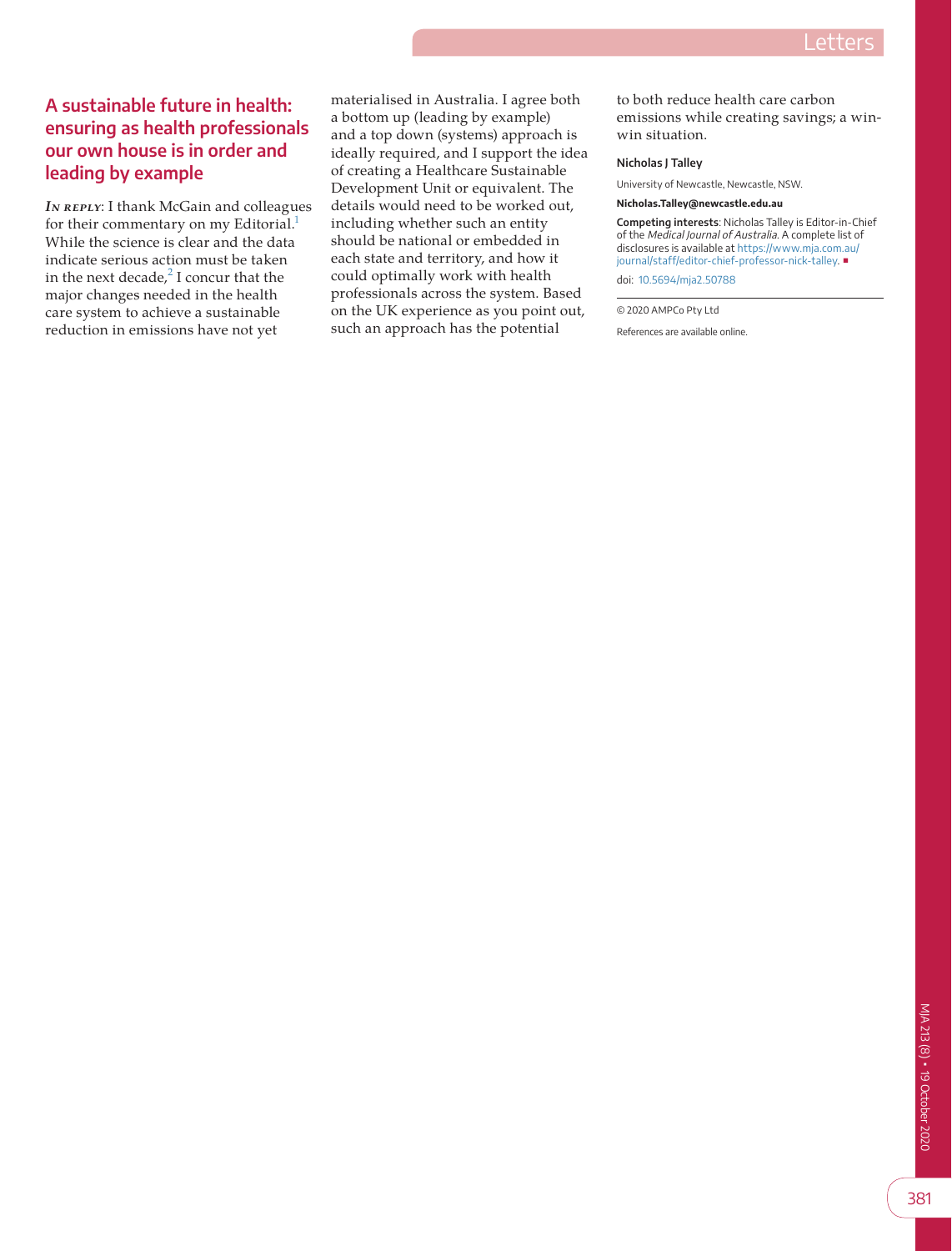## A sustainable future in health: ensuring as health professionals our own house is in order and leading by example

***In reply***: I thank McGain and colleagues for their commentary on my Editorial.[1] While the science is clear and the data indicate serious action must be taken in the next decade,[2] I concur that the major changes needed in the health care system to achieve a sustainable reduction in emissions have not yet materialised in Australia. I agree both a bottom up (leading by example) and a top down (systems) approach is ideally required, and I support the idea of creating a Healthcare Sustainable Development Unit or equivalent. The details would need to be worked out, including whether such an entity should be national or embedded in each state and territory, and how it could optimally work with health professionals across the system. Based on the UK experience as you point out, such an approach has the potential to both reduce health care carbon emissions while creating savings; a win-win situation.

**Nicholas J Talley**

University of Newcastle, Newcastle, NSW.

**Nicholas.Talley@newcastle.edu.au**

**Competing interests**: Nicholas Talley is Editor-in-Chief of the *Medical Journal of Australia*. A complete list of disclosures is available at https://www.mja.com.au/journal/staff/editor-chief-professor-nick-talley. ■

doi: 10.5694/mja2.50788

© 2020 AMPCo Pty Ltd

References are available online.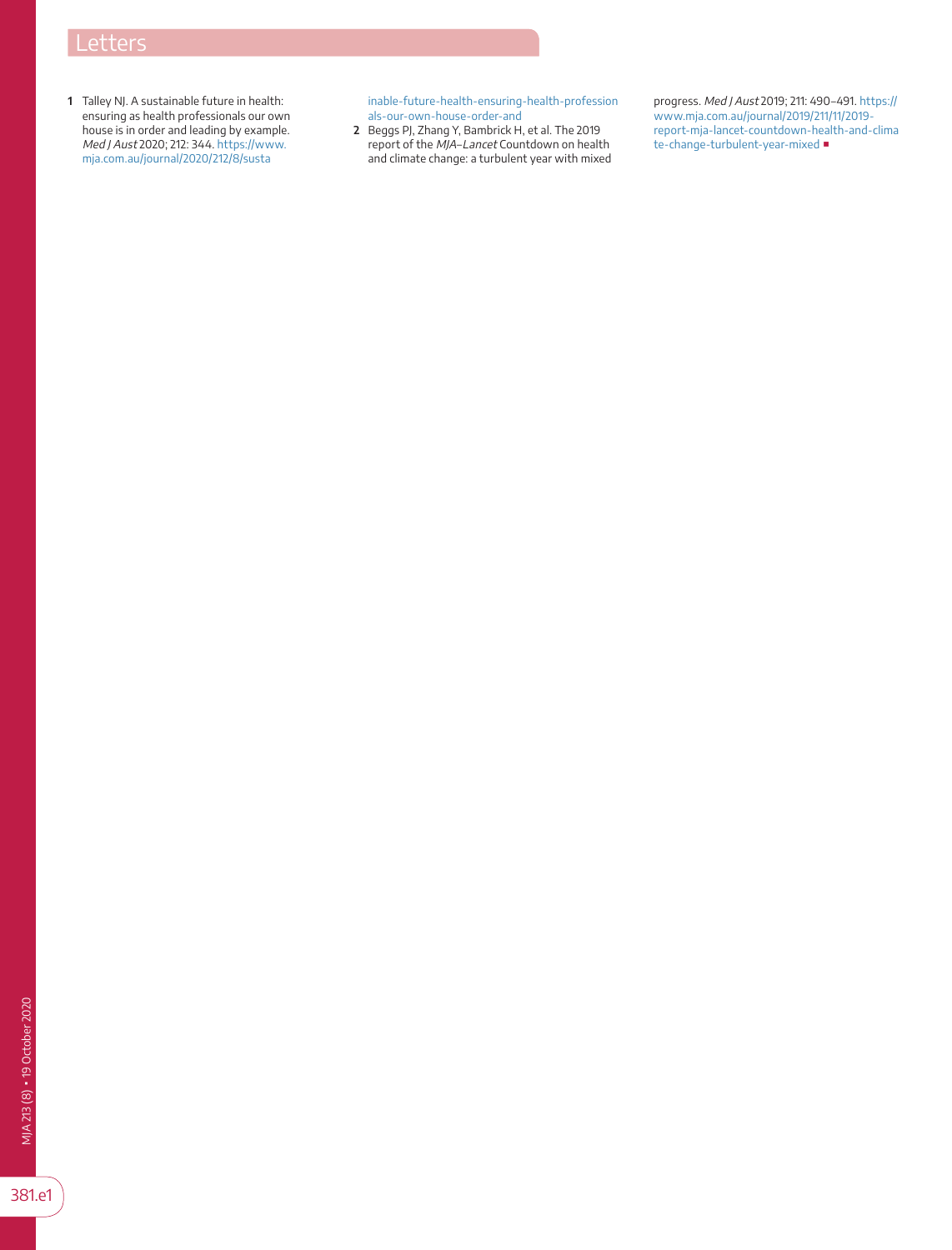1 Talley NJ. A sustainable future in health: ensuring as health professionals our own house is in order and leading by example. *Med J Aust* 2020; 212: 344. https://www.mja.com.au/journal/2020/212/8/sustainable-future-health-ensuring-health-professionals-our-own-house-order-and

2 Beggs PJ, Zhang Y, Bambrick H, et al. The 2019 report of the *MJA–Lancet* Countdown on health and climate change: a turbulent year with mixed progress. *Med J Aust* 2019; 211: 490–491. https://www.mja.com.au/journal/2019/211/11/2019-report-mja-lancet-countdown-health-and-climate-change-turbulent-year-mixed ■